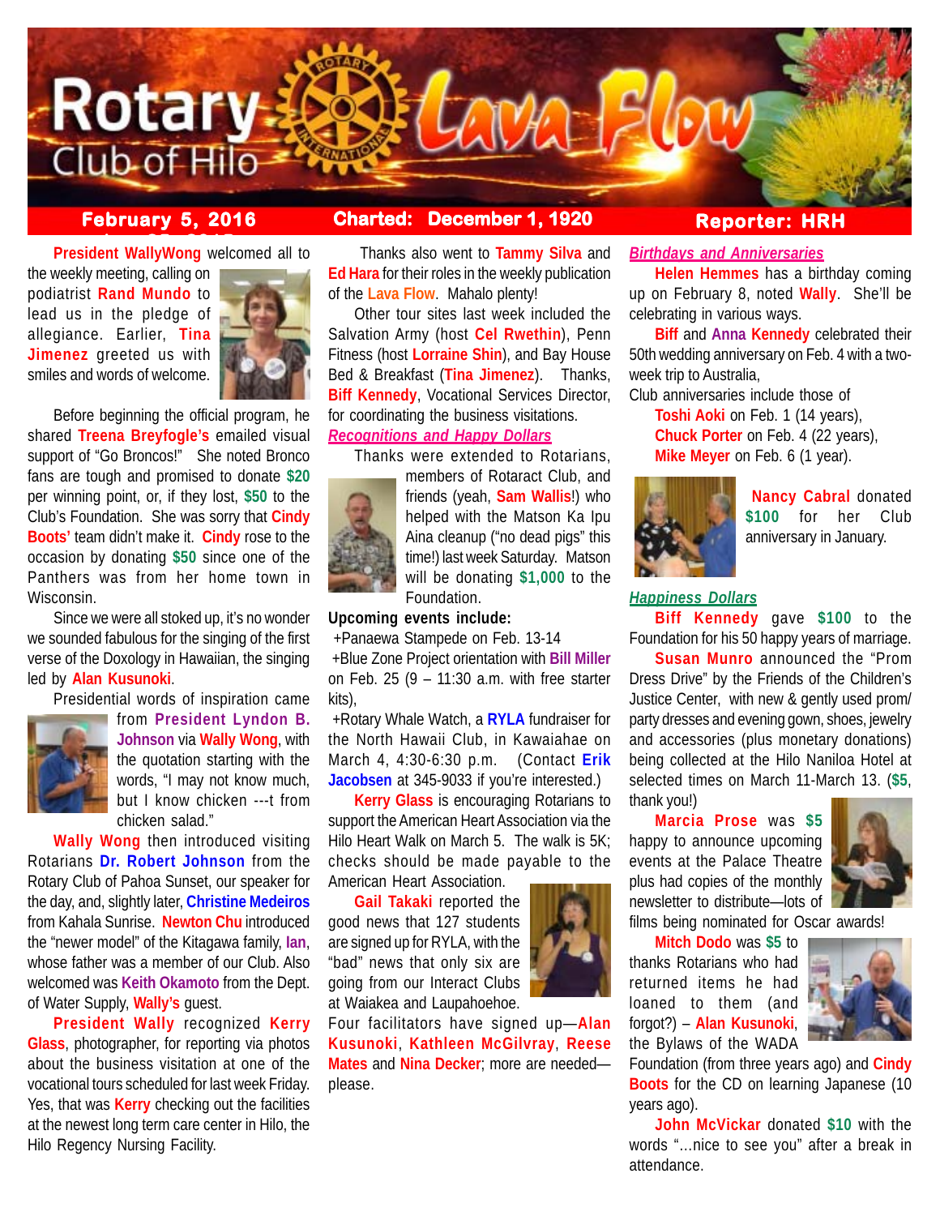# Rotary Club of Hilo Lava Flow

**February 5, 2016** | **Charted: December 1, 1920** | **Reporter: HRH**

**President WallyWong** welcomed all to the weekly meeting, calling on podiatrist **Rand Mundo** to lead us in the pledge of allegiance. Earlier, **Tina Jimenez** greeted us with smiles and words of welcome.

Before beginning the official program, he shared **Treena Breyfogle's** emailed visual support of "Go Broncos!" She noted Bronco fans are tough and promised to donate **$20** per winning point, or, if they lost, **$50** to the Club's Foundation. She was sorry that **Cindy Boots'** team didn't make it. **Cindy** rose to the occasion by donating **$50** since one of the Panthers was from her home town in Wisconsin.

Since we were all stoked up, it's no wonder we sounded fabulous for the singing of the first verse of the Doxology in Hawaiian, the singing led by **Alan Kusunoki**.

Presidential words of inspiration came from **President Lyndon B. Johnson** via **Wally Wong**, with the quotation starting with the words, "I may not know much, but I know chicken ---t from chicken salad."

**Wally Wong** then introduced visiting Rotarians **Dr. Robert Johnson** from the Rotary Club of Pahoa Sunset, our speaker for the day, and, slightly later, **Christine Medeiros** from Kahala Sunrise. **Newton Chu** introduced the "newer model" of the Kitagawa family, **Ian**, whose father was a member of our Club. Also welcomed was **Keith Okamoto** from the Dept. of Water Supply, **Wally's** guest.

**President Wally** recognized **Kerry Glass**, photographer, for reporting via photos about the business visitation at one of the vocational tours scheduled for last week Friday. Yes, that was **Kerry** checking out the facilities at the newest long term care center in Hilo, the Hilo Regency Nursing Facility.

Thanks also went to **Tammy Silva** and **Ed Hara** for their roles in the weekly publication of the **Lava Flow**. Mahalo plenty!

Other tour sites last week included the Salvation Army (host **Cel Rwethin**), Penn Fitness (host **Lorraine Shin**), and Bay House Bed & Breakfast (**Tina Jimenez**). Thanks, **Biff Kennedy**, Vocational Services Director, for coordinating the business visitations.

## *Recognitions and Happy Dollars*

Thanks were extended to Rotarians, members of Rotaract Club, and friends (yeah, **Sam Wallis**!) who helped with the Matson Ka Ipu Aina cleanup ("no dead pigs" this time!) last week Saturday. Matson will be donating **$1,000** to the Foundation.

**Upcoming events include:**

+Panaewa Stampede on Feb. 13-14
+Blue Zone Project orientation with **Bill Miller** on Feb. 25 (9 – 11:30 a.m. with free starter kits),
+Rotary Whale Watch, a **RYLA** fundraiser for the North Hawaii Club, in Kawaiahae on March 4, 4:30-6:30 p.m. (Contact **Erik Jacobsen** at 345-9033 if you're interested.)

**Kerry Glass** is encouraging Rotarians to support the American Heart Association via the Hilo Heart Walk on March 5. The walk is 5K; checks should be made payable to the American Heart Association.

**Gail Takaki** reported the good news that 127 students are signed up for RYLA, with the "bad" news that only six are going from our Interact Clubs at Waiakea and Laupahoehoe. Four facilitators have signed up—**Alan Kusunoki**, **Kathleen McGilvray**, **Reese Mates** and **Nina Decker**; more are needed—please.

## *Birthdays and Anniversaries*

**Helen Hemmes** has a birthday coming up on February 8, noted **Wally**. She'll be celebrating in various ways.

**Biff** and **Anna Kennedy** celebrated their 50th wedding anniversary on Feb. 4 with a two-week trip to Australia,

Club anniversaries include those of
**Toshi Aoki** on Feb. 1 (14 years),
**Chuck Porter** on Feb. 4 (22 years),
**Mike Meyer** on Feb. 6 (1 year).

**Nancy Cabral** donated **$100** for her Club anniversary in January.

## *Happiness Dollars*

**Biff Kennedy** gave **$100** to the Foundation for his 50 happy years of marriage.

**Susan Munro** announced the "Prom Dress Drive" by the Friends of the Children's Justice Center, with new & gently used prom/ party dresses and evening gown, shoes, jewelry and accessories (plus monetary donations) being collected at the Hilo Naniloa Hotel at selected times on March 11-March 13. (**$5**, thank you!)

**Marcia Prose** was **$5** happy to announce upcoming events at the Palace Theatre plus had copies of the monthly newsletter to distribute—lots of films being nominated for Oscar awards!

**Mitch Dodo** was **$5** to thanks Rotarians who had returned items he had loaned to them (and forgot?) – **Alan Kusunoki**, the Bylaws of the WADA Foundation (from three years ago) and **Cindy Boots** for the CD on learning Japanese (10 years ago).

**John McVickar** donated **$10** with the words "...nice to see you" after a break in attendance.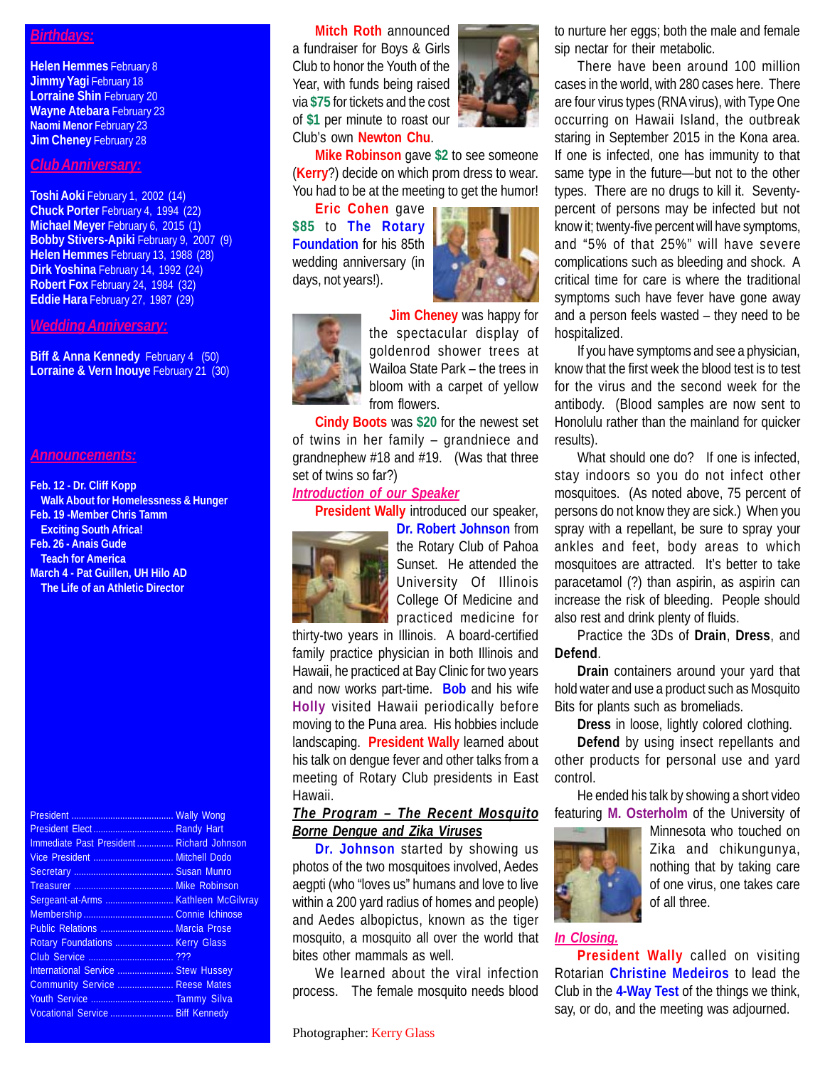## *Birthdays:*

**Helen Hemmes** February 8
**Jimmy Yagi** February 18
**Lorraine Shin** February 20
**Wayne Atebara** February 23
**Naomi Menor** February 23
**Jim Cheney** February 28

## *Club Anniversary:*

**Toshi Aoki** February 1, 2002 (14)
**Chuck Porter** February 4, 1994 (22)
**Michael Meyer** February 6, 2015 (1)
**Bobby Stivers-Apiki** February 9, 2007 (9)
**Helen Hemmes** February 13, 1988 (28)
**Dirk Yoshina** February 14, 1992 (24)
**Robert Fox** February 24, 1984 (32)
**Eddie Hara** February 27, 1987 (29)

## *Wedding Anniversary:*

**Biff & Anna Kennedy** February 4 (50)
**Lorraine & Vern Inouye** February 21 (30)

## *Announcements:*

**Feb. 12 - Dr. Cliff Kopp**
**Walk About for Homelessness & Hunger**
**Feb. 19 -Member Chris Tamm**
**Exciting South Africa!**
**Feb. 26 - Anais Gude**
**Teach for America**
**March 4 - Pat Guillen, UH Hilo AD**
**The Life of an Athletic Director**

| | |
|---|---|
| President | Wally Wong |
| President Elect | Randy Hart |
| Immediate Past President | Richard Johnson |
| Vice President | Mitchell Dodo |
| Secretary | Susan Munro |
| Treasurer | Mike Robinson |
| Sergeant-at-Arms | Kathleen McGilvray |
| Membership | Connie Ichinose |
| Public Relations | Marcia Prose |
| Rotary Foundations | Kerry Glass |
| Club Service | ??? |
| International Service | Stew Hussey |
| Community Service | Reese Mates |
| Youth Service | Tammy Silva |
| Vocational Service | Biff Kennedy |

**Mitch Roth** announced a fundraiser for Boys & Girls Club to honor the Youth of the Year, with funds being raised via **$75** for tickets and the cost of **$1** per minute to roast our Club's own **Newton Chu**.

**Mike Robinson** gave **$2** to see someone (**Kerry**?) decide on which prom dress to wear. You had to be at the meeting to get the humor!

**Eric Cohen** gave **$85** to **The Rotary Foundation** for his 85th wedding anniversary (in days, not years!).

**Jim Cheney** was happy for the spectacular display of goldenrod shower trees at Wailoa State Park – the trees in bloom with a carpet of yellow from flowers.

**Cindy Boots** was **$20** for the newest set of twins in her family – grandniece and grandnephew #18 and #19. (Was that three set of twins so far?)

### *Introduction of our Speaker*

**President Wally** introduced our speaker, **Dr. Robert Johnson** from the Rotary Club of Pahoa Sunset. He attended the University Of Illinois College Of Medicine and practiced medicine for thirty-two years in Illinois. A board-certified family practice physician in both Illinois and Hawaii, he practiced at Bay Clinic for two years and now works part-time. **Bob** and his wife **Holly** visited Hawaii periodically before moving to the Puna area. His hobbies include landscaping. **President Wally** learned about his talk on dengue fever and other talks from a meeting of Rotary Club presidents in East Hawaii.

### *The Program – The Recent Mosquito Borne Dengue and Zika Viruses*

**Dr. Johnson** started by showing us photos of the two mosquitoes involved, Aedes aegpti (who "loves us" humans and love to live within a 200 yard radius of homes and people) and Aedes albopictus, known as the tiger mosquito, a mosquito all over the world that bites other mammals as well.

We learned about the viral infection process. The female mosquito needs blood to nurture her eggs; both the male and female sip nectar for their metabolic.

There have been around 100 million cases in the world, with 280 cases here. There are four virus types (RNA virus), with Type One occurring on Hawaii Island, the outbreak staring in September 2015 in the Kona area. If one is infected, one has immunity to that same type in the future—but not to the other types. There are no drugs to kill it. Seventy-percent of persons may be infected but not know it; twenty-five percent will have symptoms, and "5% of that 25%" will have severe complications such as bleeding and shock. A critical time for care is where the traditional symptoms such have fever have gone away and a person feels wasted – they need to be hospitalized.

If you have symptoms and see a physician, know that the first week the blood test is to test for the virus and the second week for the antibody. (Blood samples are now sent to Honolulu rather than the mainland for quicker results).

What should one do? If one is infected, stay indoors so you do not infect other mosquitoes. (As noted above, 75 percent of persons do not know they are sick.) When you spray with a repellant, be sure to spray your ankles and feet, body areas to which mosquitoes are attracted. It's better to take paracetamol (?) than aspirin, as aspirin can increase the risk of bleeding. People should also rest and drink plenty of fluids.

Practice the 3Ds of **Drain**, **Dress**, and **Defend**.

**Drain** containers around your yard that hold water and use a product such as Mosquito Bits for plants such as bromeliads.

**Dress** in loose, lightly colored clothing.

**Defend** by using insect repellants and other products for personal use and yard control.

He ended his talk by showing a short video featuring **M. Osterholm** of the University of Minnesota who touched on Zika and chikungunya, nothing that by taking care of one virus, one takes care of all three.

### *In Closing.*

**President Wally** called on visiting Rotarian **Christine Medeiros** to lead the Club in the **4-Way Test** of the things we think, say, or do, and the meeting was adjourned.

Photographer: Kerry Glass